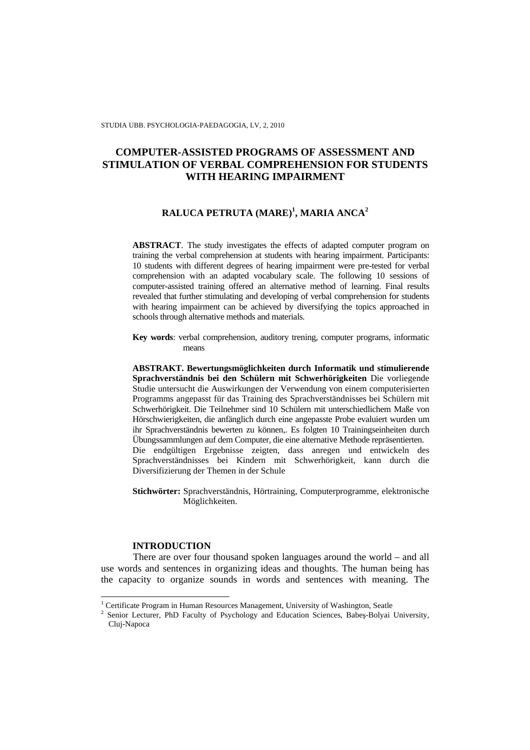# COMPUTER-ASSISTED PROGRAMS OF ASSESSMENT AND STIMULATION OF VERBAL COMPREHENSION FOR STUDENTS WITH HEARING IMPAIRMENT

**RALUCA PETRUTA (MARE)[1], MARIA ANCA[2]**

**ABSTRACT**. The study investigates the effects of adapted computer program on training the verbal comprehension at students with hearing impairment. Participants: 10 students with different degrees of hearing impairment were pre-tested for verbal comprehension with an adapted vocabulary scale. The following 10 sessions of computer-assisted training offered an alternative method of learning. Final results revealed that further stimulating and developing of verbal comprehension for students with hearing impairment can be achieved by diversifying the topics approached in schools through alternative methods and materials.

**Key words**: verbal comprehension, auditory trening, computer programs, informatic means

**ABSTRAKT. Bewertungsmöglichkeiten durch Informatik und stimulierende Sprachverständnis bei den Schülern mit Schwerhörigkeiten** Die vorliegende Studie untersucht die Auswirkungen der Verwendung von einem computerisierten Programms angepasst für das Training des Sprachverständnisses bei Schülern mit Schwerhörigkeit. Die Teilnehmer sind 10 Schülern mit unterschiedlichem Maße von Hörschwierigkeiten, die anfänglich durch eine angepasste Probe evaluiert wurden um ihr Sprachverständnis bewerten zu können,. Es folgten 10 Trainingseinheiten durch Übungssammlungen auf dem Computer, die eine alternative Methode repräsentierten.
Die endgültigen Ergebnisse zeigten, dass anregen und entwickeln des Sprachverständnisses bei Kindern mit Schwerhörigkeit, kann durch die Diversifizierung der Themen in der Schule

**Stichwörter:** Sprachverständnis, Hörtraining, Computerprogramme, elektronische Möglichkeiten.

## INTRODUCTION

There are over four thousand spoken languages around the world – and all use words and sentences in organizing ideas and thoughts. The human being has the capacity to organize sounds in words and sentences with meaning. The

[1] Certificate Program in Human Resources Management, University of Washington, Seatle

[2] Senior Lecturer, PhD Faculty of Psychology and Education Sciences, Babeş-Bolyai University, Cluj-Napoca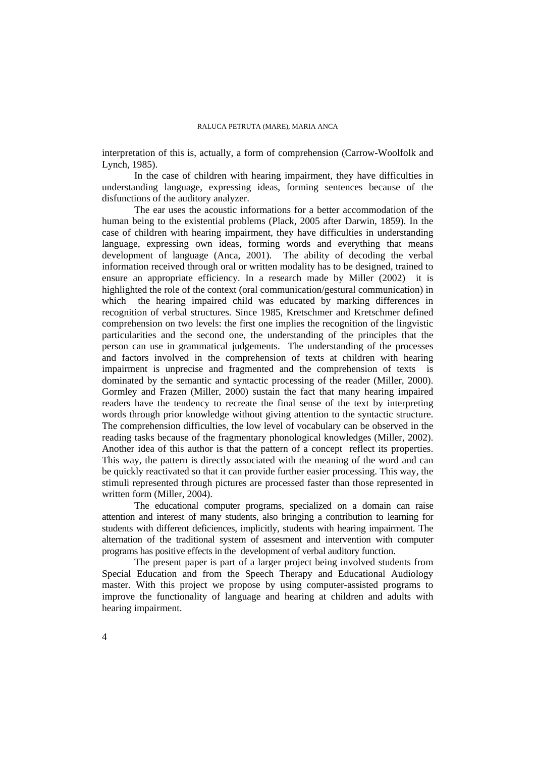interpretation of this is, actually, a form of comprehension (Carrow-Woolfolk and Lynch, 1985).

In the case of children with hearing impairment, they have difficulties in understanding language, expressing ideas, forming sentences because of the disfunctions of the auditory analyzer.

The ear uses the acoustic informations for a better accommodation of the human being to the existential problems (Plack, 2005 after Darwin, 1859). In the case of children with hearing impairment, they have difficulties in understanding language, expressing own ideas, forming words and everything that means development of language (Anca, 2001). The ability of decoding the verbal information received through oral or written modality has to be designed, trained to ensure an appropriate efficiency. In a research made by Miller (2002) it is highlighted the role of the context (oral communication/gestural communication) in which the hearing impaired child was educated by marking differences in recognition of verbal structures. Since 1985, Kretschmer and Kretschmer defined comprehension on two levels: the first one implies the recognition of the lingvistic particularities and the second one, the understanding of the principles that the person can use in grammatical judgements. The understanding of the processes and factors involved in the comprehension of texts at children with hearing impairment is unprecise and fragmented and the comprehension of texts is dominated by the semantic and syntactic processing of the reader (Miller, 2000). Gormley and Frazen (Miller, 2000) sustain the fact that many hearing impaired readers have the tendency to recreate the final sense of the text by interpreting words through prior knowledge without giving attention to the syntactic structure. The comprehension difficulties, the low level of vocabulary can be observed in the reading tasks because of the fragmentary phonological knowledges (Miller, 2002). Another idea of this author is that the pattern of a concept reflect its properties. This way, the pattern is directly associated with the meaning of the word and can be quickly reactivated so that it can provide further easier processing. This way, the stimuli represented through pictures are processed faster than those represented in written form (Miller, 2004).

The educational computer programs, specialized on a domain can raise attention and interest of many students, also bringing a contribution to learning for students with different deficiences, implicitly, students with hearing impairment. The alternation of the traditional system of assesment and intervention with computer programs has positive effects in the development of verbal auditory function.

The present paper is part of a larger project being involved students from Special Education and from the Speech Therapy and Educational Audiology master. With this project we propose by using computer-assisted programs to improve the functionality of language and hearing at children and adults with hearing impairment.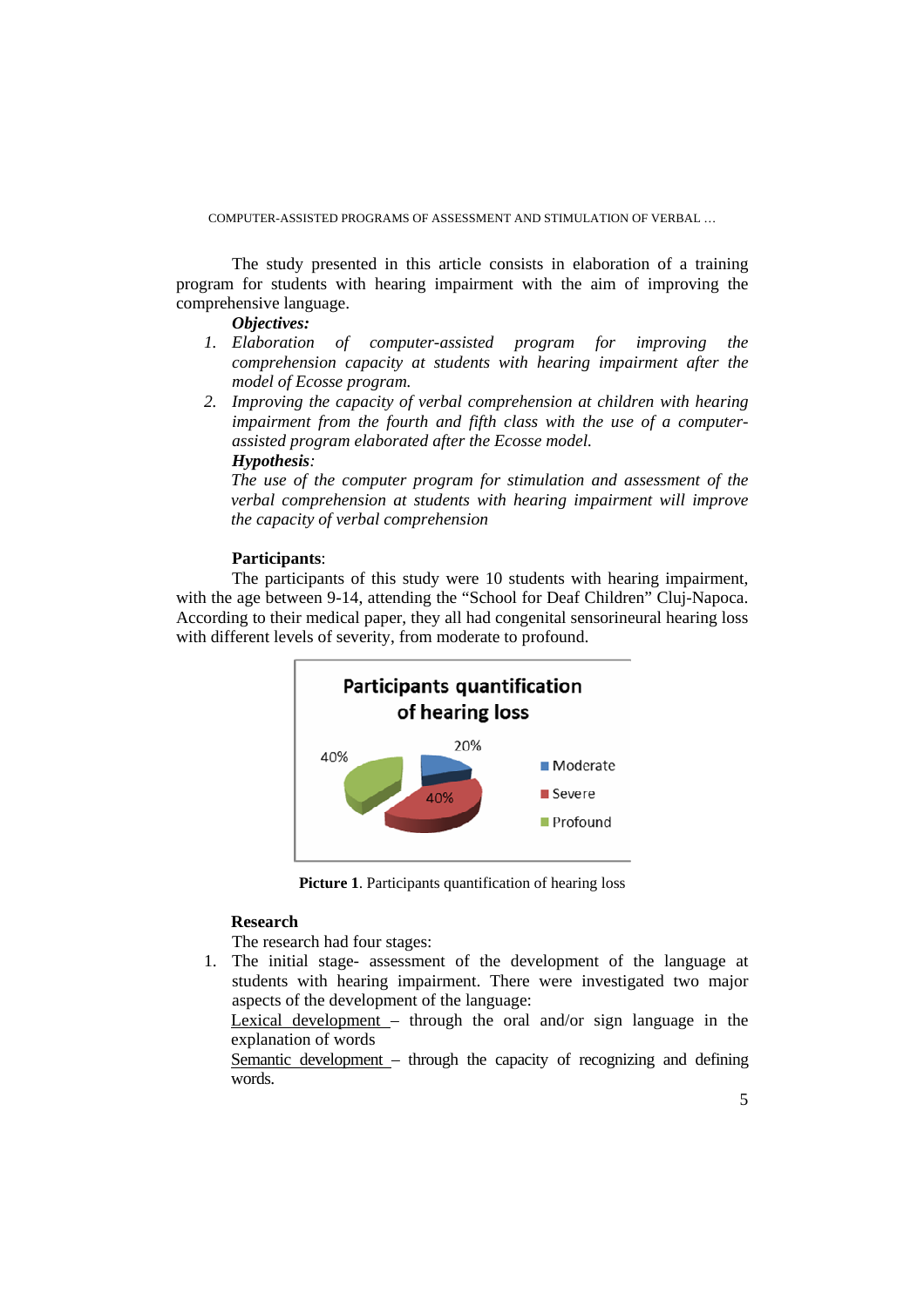The study presented in this article consists in elaboration of a training program for students with hearing impairment with the aim of improving the comprehensive language.

***Objectives:***

1. *Elaboration of computer-assisted program for improving the comprehension capacity at students with hearing impairment after the model of Ecosse program.*
2. *Improving the capacity of verbal comprehension at children with hearing impairment from the fourth and fifth class with the use of a computer-assisted program elaborated after the Ecosse model.*

***Hypothesis****:*

*The use of the computer program for stimulation and assessment of the verbal comprehension at students with hearing impairment will improve the capacity of verbal comprehension*

**Participants**:

The participants of this study were 10 students with hearing impairment, with the age between 9-14, attending the "School for Deaf Children" Cluj-Napoca. According to their medical paper, they all had congenital sensorineural hearing loss with different levels of severity, from moderate to profound.

**Participants quantification of hearing loss**

| Level | Percentage |
|---|---|
| Moderate | 20% |
| Severe | 40% |
| Profound | 40% |

**Picture 1**. Participants quantification of hearing loss

**Research**

The research had four stages:

1. The initial stage- assessment of the development of the language at students with hearing impairment. There were investigated two major aspects of the development of the language:

   Lexical development – through the oral and/or sign language in the explanation of words

   Semantic development – through the capacity of recognizing and defining words.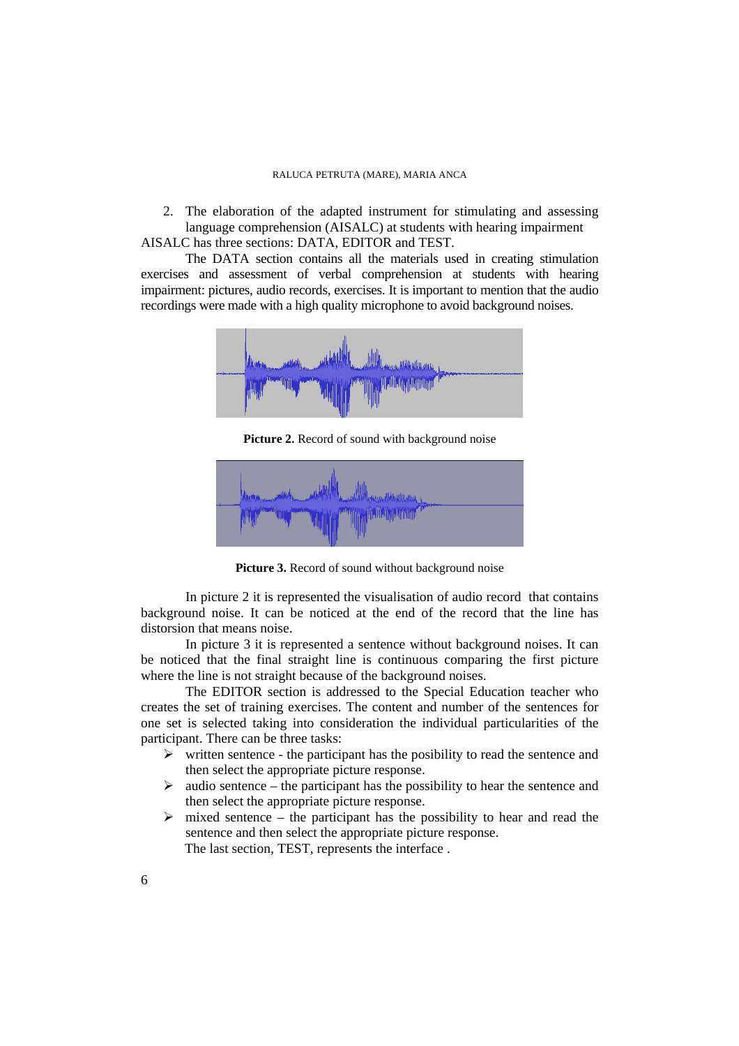2. The elaboration of the adapted instrument for stimulating and assessing language comprehension (AISALC) at students with hearing impairment

AISALC has three sections: DATA, EDITOR and TEST.

The DATA section contains all the materials used in creating stimulation exercises and assessment of verbal comprehension at students with hearing impairment: pictures, audio records, exercises. It is important to mention that the audio recordings were made with a high quality microphone to avoid background noises.

**Picture 2.** Record of sound with background noise

**Picture 3.** Record of sound without background noise

In picture 2 it is represented the visualisation of audio record that contains background noise. It can be noticed at the end of the record that the line has distorsion that means noise.

In picture 3 it is represented a sentence without background noises. It can be noticed that the final straight line is continuous comparing the first picture where the line is not straight because of the background noises.

The EDITOR section is addressed to the Special Education teacher who creates the set of training exercises. The content and number of the sentences for one set is selected taking into consideration the individual particularities of the participant. There can be three tasks:

- written sentence - the participant has the posibility to read the sentence and then select the appropriate picture response.
- audio sentence – the participant has the possibility to hear the sentence and then select the appropriate picture response.
- mixed sentence – the participant has the possibility to hear and read the sentence and then select the appropriate picture response.

The last section, TEST, represents the interface .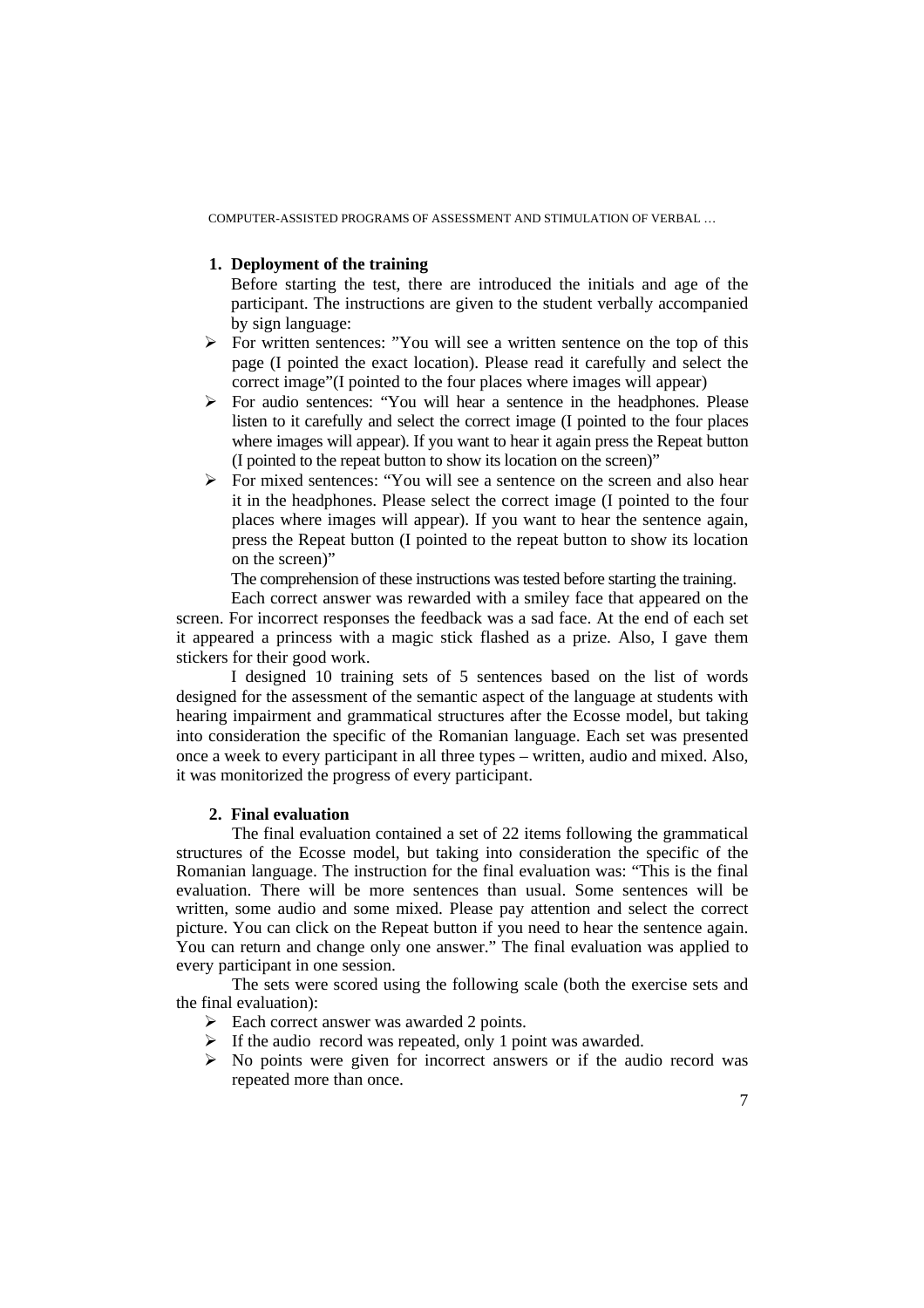1. **Deployment of the training**

   Before starting the test, there are introduced the initials and age of the participant. The instructions are given to the student verbally accompanied by sign language:

- For written sentences: "You will see a written sentence on the top of this page (I pointed the exact location). Please read it carefully and select the correct image"(I pointed to the four places where images will appear)
- For audio sentences: "You will hear a sentence in the headphones. Please listen to it carefully and select the correct image (I pointed to the four places where images will appear). If you want to hear it again press the Repeat button (I pointed to the repeat button to show its location on the screen)"
- For mixed sentences: "You will see a sentence on the screen and also hear it in the headphones. Please select the correct image (I pointed to the four places where images will appear). If you want to hear the sentence again, press the Repeat button (I pointed to the repeat button to show its location on the screen)"

The comprehension of these instructions was tested before starting the training.

Each correct answer was rewarded with a smiley face that appeared on the screen. For incorrect responses the feedback was a sad face. At the end of each set it appeared a princess with a magic stick flashed as a prize. Also, I gave them stickers for their good work.

I designed 10 training sets of 5 sentences based on the list of words designed for the assessment of the semantic aspect of the language at students with hearing impairment and grammatical structures after the Ecosse model, but taking into consideration the specific of the Romanian language. Each set was presented once a week to every participant in all three types – written, audio and mixed. Also, it was monitorized the progress of every participant.

2. **Final evaluation**

The final evaluation contained a set of 22 items following the grammatical structures of the Ecosse model, but taking into consideration the specific of the Romanian language. The instruction for the final evaluation was: "This is the final evaluation. There will be more sentences than usual. Some sentences will be written, some audio and some mixed. Please pay attention and select the correct picture. You can click on the Repeat button if you need to hear the sentence again. You can return and change only one answer." The final evaluation was applied to every participant in one session.

The sets were scored using the following scale (both the exercise sets and the final evaluation):

- Each correct answer was awarded 2 points.
- If the audio record was repeated, only 1 point was awarded.
- No points were given for incorrect answers or if the audio record was repeated more than once.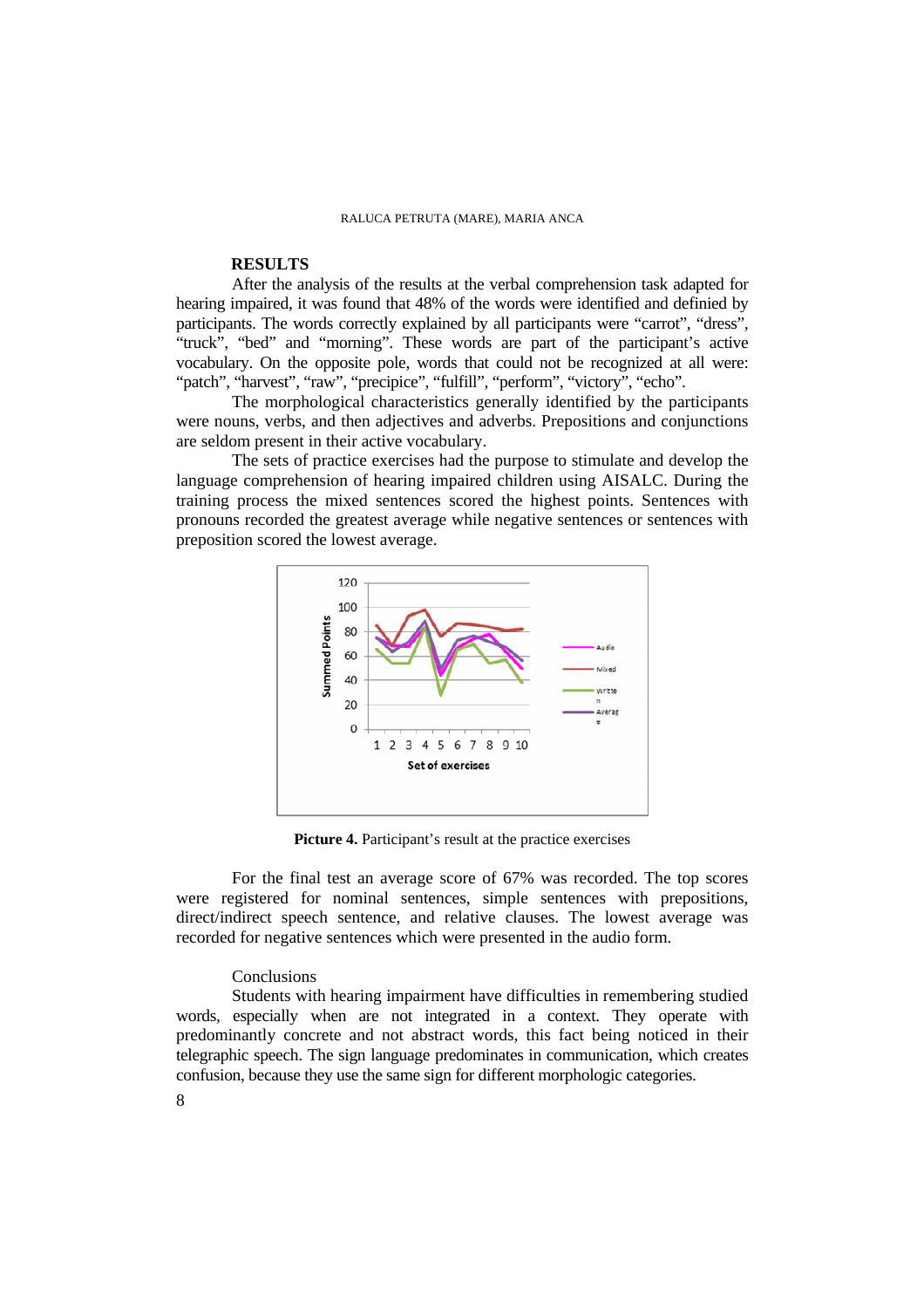## RESULTS

After the analysis of the results at the verbal comprehension task adapted for hearing impaired, it was found that 48% of the words were identified and definied by participants. The words correctly explained by all participants were "carrot", "dress", "truck", "bed" and "morning". These words are part of the participant's active vocabulary. On the opposite pole, words that could not be recognized at all were: "patch", "harvest", "raw", "precipice", "fulfill", "perform", "victory", "echo".

The morphological characteristics generally identified by the participants were nouns, verbs, and then adjectives and adverbs. Prepositions and conjunctions are seldom present in their active vocabulary.

The sets of practice exercises had the purpose to stimulate and develop the language comprehension of hearing impaired children using AISALC. During the training process the mixed sentences scored the highest points. Sentences with pronouns recorded the greatest average while negative sentences or sentences with preposition scored the lowest average.

**Picture 4.** Participant's result at the practice exercises

For the final test an average score of 67% was recorded. The top scores were registered for nominal sentences, simple sentences with prepositions, direct/indirect speech sentence, and relative clauses. The lowest average was recorded for negative sentences which were presented in the audio form.

Conclusions

Students with hearing impairment have difficulties in remembering studied words, especially when are not integrated in a context. They operate with predominantly concrete and not abstract words, this fact being noticed in their telegraphic speech. The sign language predominates in communication, which creates confusion, because they use the same sign for different morphologic categories.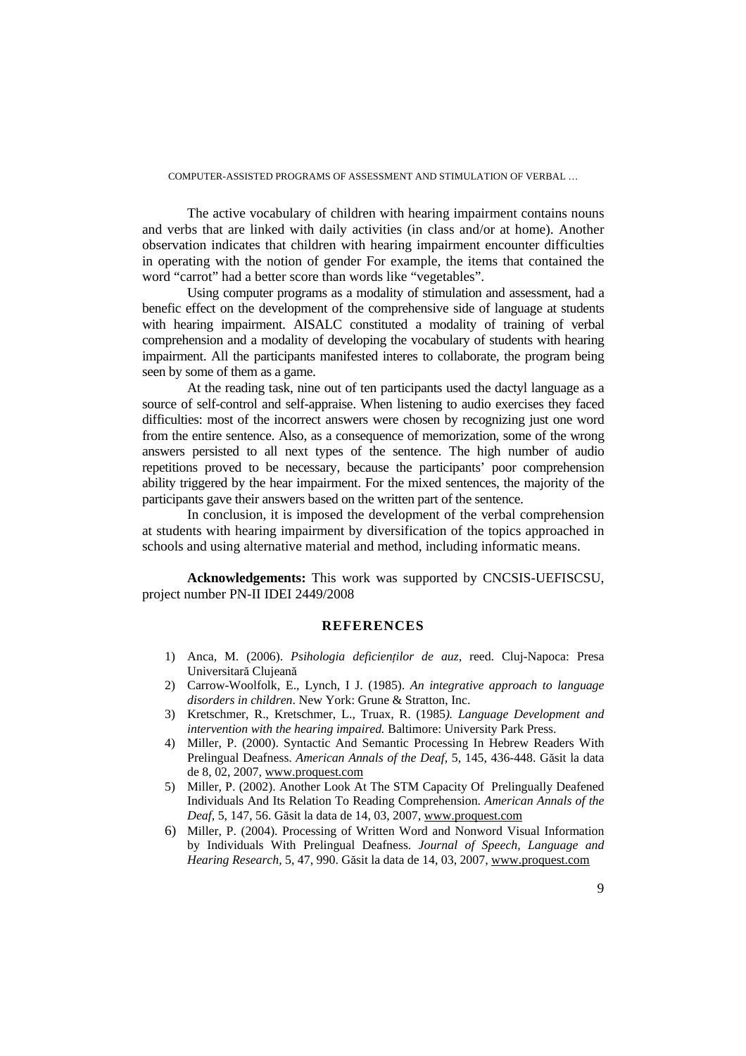The active vocabulary of children with hearing impairment contains nouns and verbs that are linked with daily activities (in class and/or at home). Another observation indicates that children with hearing impairment encounter difficulties in operating with the notion of gender For example, the items that contained the word "carrot" had a better score than words like "vegetables".

Using computer programs as a modality of stimulation and assessment, had a benefic effect on the development of the comprehensive side of language at students with hearing impairment. AISALC constituted a modality of training of verbal comprehension and a modality of developing the vocabulary of students with hearing impairment. All the participants manifested interes to collaborate, the program being seen by some of them as a game.

At the reading task, nine out of ten participants used the dactyl language as a source of self-control and self-appraise. When listening to audio exercises they faced difficulties: most of the incorrect answers were chosen by recognizing just one word from the entire sentence. Also, as a consequence of memorization, some of the wrong answers persisted to all next types of the sentence. The high number of audio repetitions proved to be necessary, because the participants' poor comprehension ability triggered by the hear impairment. For the mixed sentences, the majority of the participants gave their answers based on the written part of the sentence.

In conclusion, it is imposed the development of the verbal comprehension at students with hearing impairment by diversification of the topics approached in schools and using alternative material and method, including informatic means.

**Acknowledgements:** This work was supported by CNCSIS-UEFISCSU, project number PN-II IDEI 2449/2008

## REFERENCES

1) Anca, M. (2006). *Psihologia deficienților de auz,* reed. Cluj-Napoca: Presa Universitară Clujeană
2) Carrow-Woolfolk, E., Lynch, I J. (1985). *An integrative approach to language disorders in children*. New York: Grune & Stratton, Inc.
3) Kretschmer, R., Kretschmer, L., Truax, R. (1985*). Language Development and intervention with the hearing impaired.* Baltimore: University Park Press.
4) Miller, P. (2000). Syntactic And Semantic Processing In Hebrew Readers With Prelingual Deafness. *American Annals of the Deaf,* 5, 145, 436-448. Găsit la data de 8, 02, 2007, www.proquest.com
5) Miller, P. (2002). Another Look At The STM Capacity Of Prelingually Deafened Individuals And Its Relation To Reading Comprehension. *American Annals of the Deaf,* 5, 147, 56. Găsit la data de 14, 03, 2007, www.proquest.com
6) Miller, P. (2004). Processing of Written Word and Nonword Visual Information by Individuals With Prelingual Deafness. *Journal of Speech, Language and Hearing Research,* 5, 47, 990. Găsit la data de 14, 03, 2007, www.proquest.com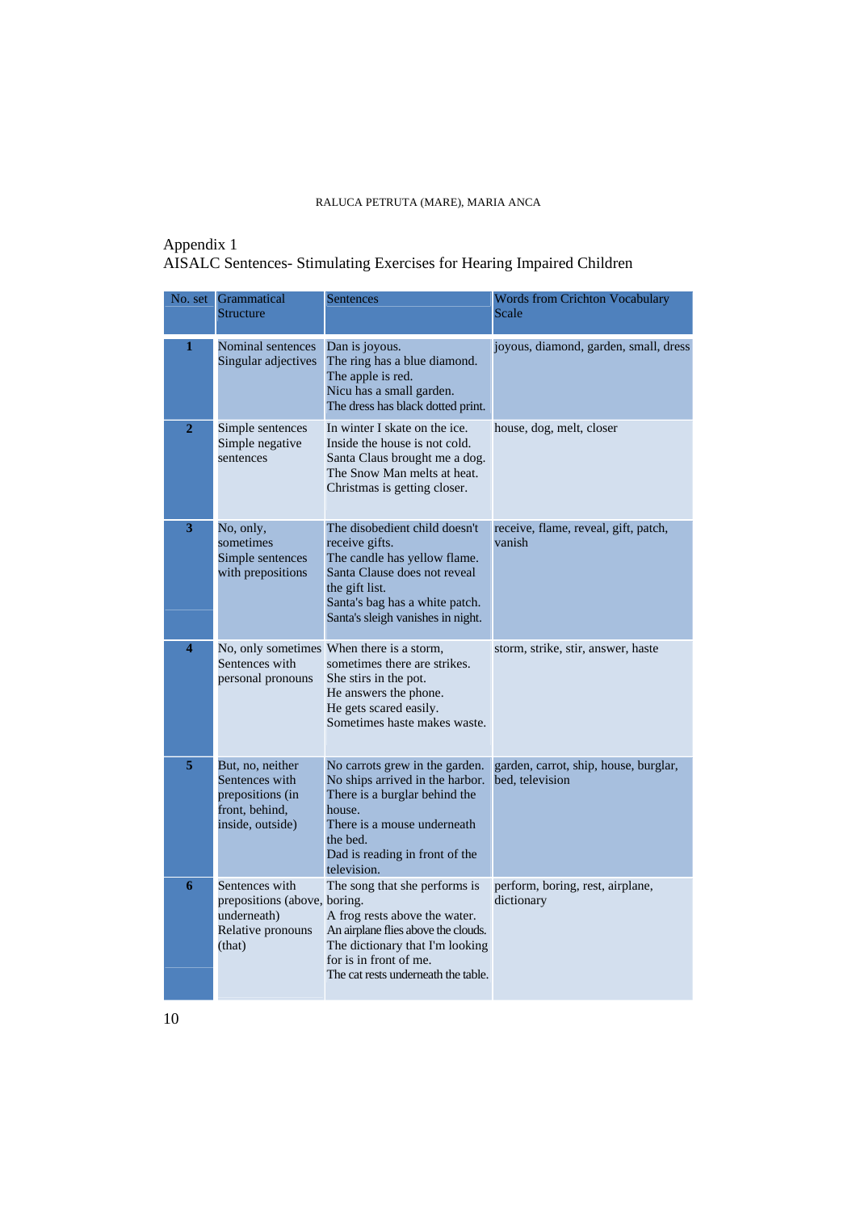Appendix 1

AISALC Sentences- Stimulating Exercises for Hearing Impaired Children

| No. set | Grammatical Structure | Sentences | Words from Crichton Vocabulary Scale |
|---|---|---|---|
| **1** | Nominal sentences<br>Singular adjectives | Dan is joyous.<br>The ring has a blue diamond.<br>The apple is red.<br>Nicu has a small garden.<br>The dress has black dotted print. | joyous, diamond, garden, small, dress |
| **2** | Simple sentences<br>Simple negative sentences | In winter I skate on the ice.<br>Inside the house is not cold.<br>Santa Claus brought me a dog.<br>The Snow Man melts at heat.<br>Christmas is getting closer. | house, dog, melt, closer |
| **3** | No, only, sometimes<br>Simple sentences with prepositions | The disobedient child doesn't receive gifts.<br>The candle has yellow flame.<br>Santa Clause does not reveal the gift list.<br>Santa's bag has a white patch.<br>Santa's sleigh vanishes in night. | receive, flame, reveal, gift, patch, vanish |
| **4** | No, only sometimes<br>Sentences with personal pronouns | When there is a storm, sometimes there are strikes.<br>She stirs in the pot.<br>He answers the phone.<br>He gets scared easily.<br>Sometimes haste makes waste. | storm, strike, stir, answer, haste |
| **5** | But, no, neither<br>Sentences with prepositions (in front, behind, inside, outside) | No carrots grew in the garden.<br>No ships arrived in the harbor.<br>There is a burglar behind the house.<br>There is a mouse underneath the bed.<br>Dad is reading in front of the television. | garden, carrot, ship, house, burglar, bed, television |
| **6** | Sentences with prepositions (above, underneath)<br>Relative pronouns (that) | The song that she performs is boring.<br>A frog rests above the water.<br>An airplane flies above the clouds.<br>The dictionary that I'm looking for is in front of me.<br>The cat rests underneath the table. | perform, boring, rest, airplane, dictionary |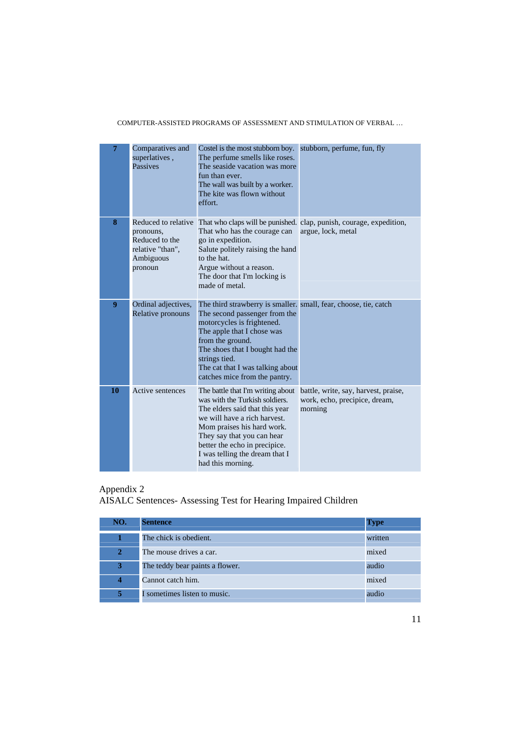| | | | |
|---|---|---|---|
| **7** | Comparatives and superlatives , Passives | Costel is the most stubborn boy. The perfume smells like roses. The seaside vacation was more fun than ever. The wall was built by a worker. The kite was flown without effort. | stubborn, perfume, fun, fly |
| **8** | Reduced to relative pronouns, Reduced to the relative "than", Ambiguous pronoun | That who claps will be punished. That who has the courage can go in expedition. Salute politely raising the hand to the hat. Argue without a reason. The door that I'm locking is made of metal. | clap, punish, courage, expedition, argue, lock, metal |
| **9** | Ordinal adjectives, Relative pronouns | The third strawberry is smaller. The second passenger from the motorcycles is frightened. The apple that I chose was from the ground. The shoes that I bought had the strings tied. The cat that I was talking about catches mice from the pantry. | small, fear, choose, tie, catch |
| **10** | Active sentences | The battle that I'm writing about was with the Turkish soldiers. The elders said that this year we will have a rich harvest. Mom praises his hard work. They say that you can hear better the echo in precipice. I was telling the dream that I had this morning. | battle, write, say, harvest, praise, work, echo, precipice, dream, morning |

Appendix 2
AISALC Sentences- Assessing Test for Hearing Impaired Children

| NO. | Sentence | Type |
|---|---|---|
| **1** | The chick is obedient. | written |
| **2** | The mouse drives a car. | mixed |
| **3** | The teddy bear paints a flower. | audio |
| **4** | Cannot catch him. | mixed |
| **5** | I sometimes listen to music. | audio |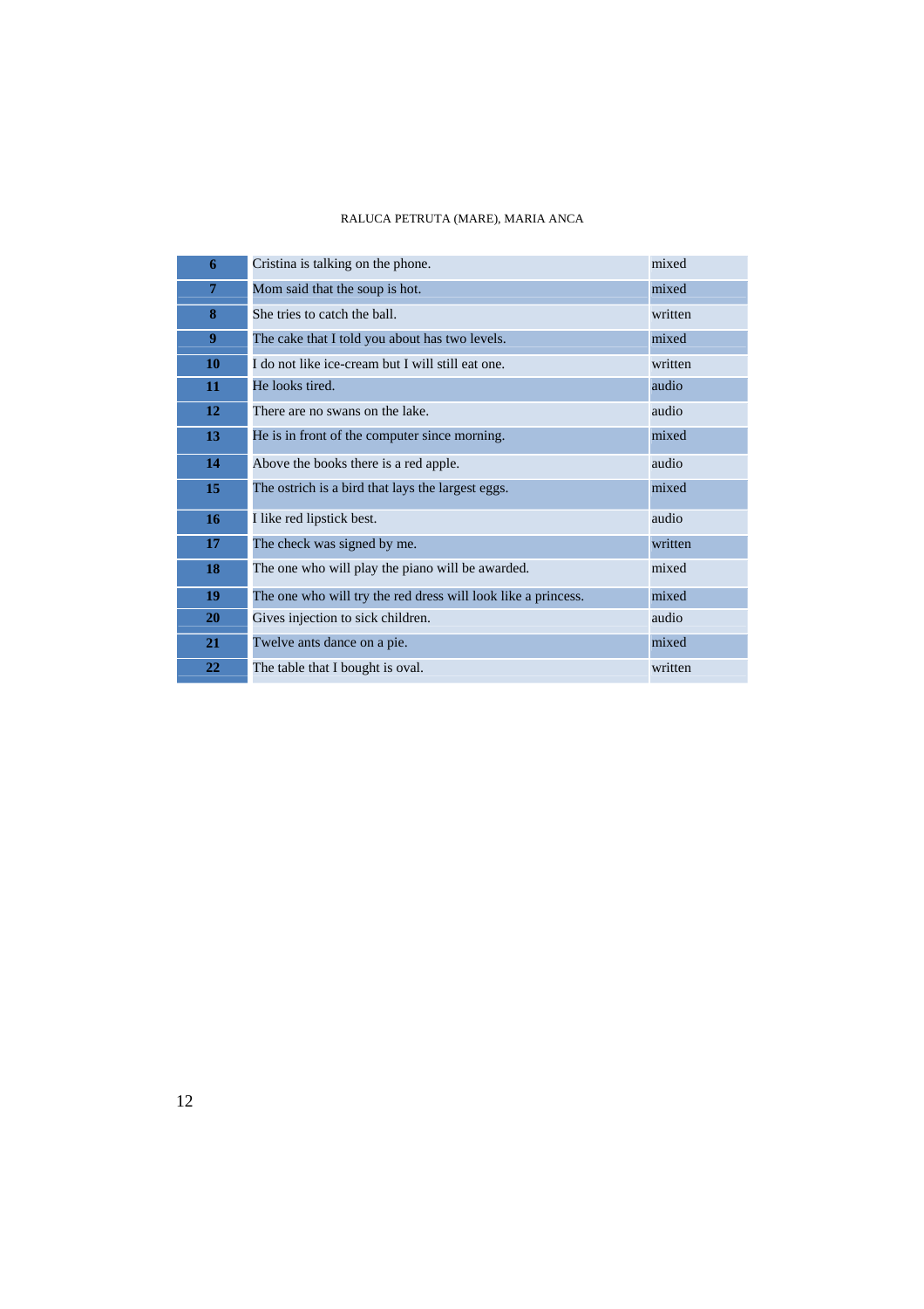| | | |
|---|---|---|
| **6** | Cristina is talking on the phone. | mixed |
| **7** | Mom said that the soup is hot. | mixed |
| **8** | She tries to catch the ball. | written |
| **9** | The cake that I told you about has two levels. | mixed |
| **10** | I do not like ice-cream but I will still eat one. | written |
| **11** | He looks tired. | audio |
| **12** | There are no swans on the lake. | audio |
| **13** | He is in front of the computer since morning. | mixed |
| **14** | Above the books there is a red apple. | audio |
| **15** | The ostrich is a bird that lays the largest eggs. | mixed |
| **16** | I like red lipstick best. | audio |
| **17** | The check was signed by me. | written |
| **18** | The one who will play the piano will be awarded. | mixed |
| **19** | The one who will try the red dress will look like a princess. | mixed |
| **20** | Gives injection to sick children. | audio |
| **21** | Twelve ants dance on a pie. | mixed |
| **22** | The table that I bought is oval. | written |